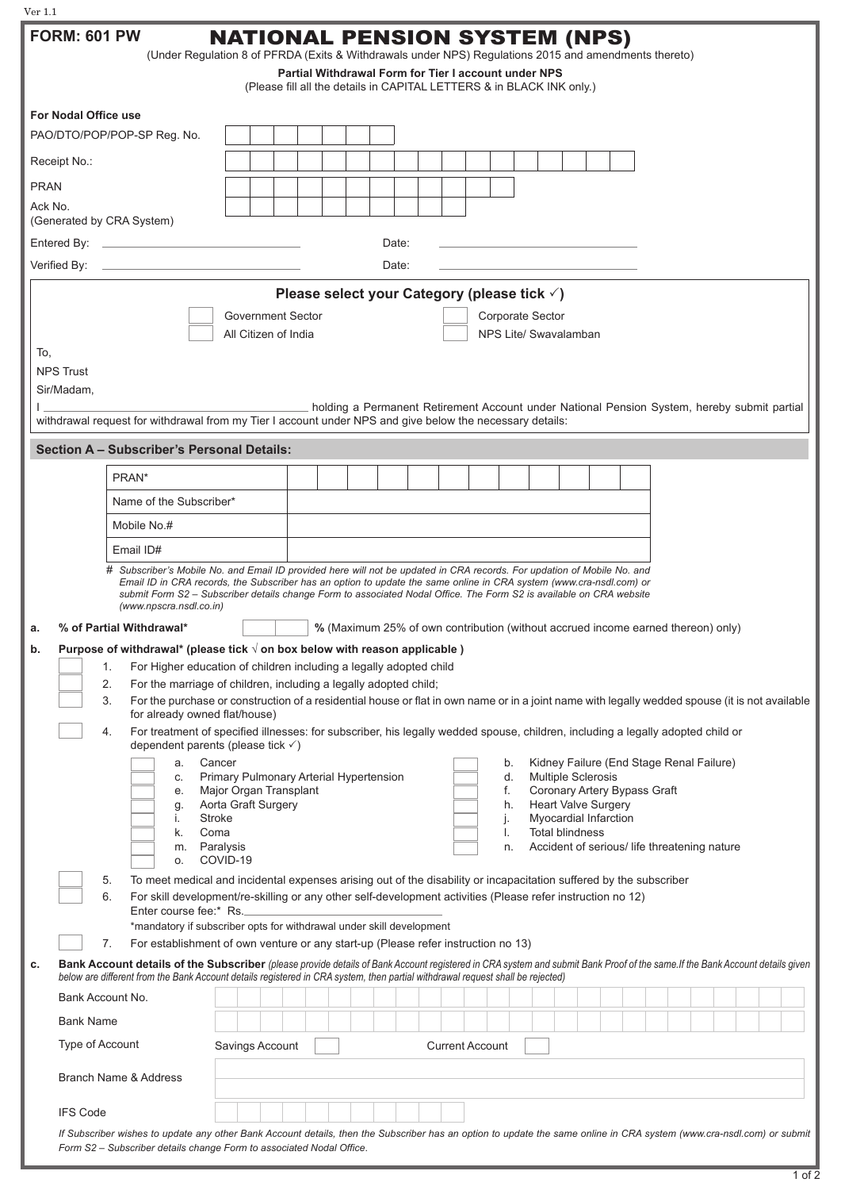Ver 1.1

# FORM: 601 PW

# NATIONAL PENSION SYSTEM (NPS)

(Under Regulation 8 of PFRDA (Exits & Withdrawals under NPS) Regulations 2015 and amendments thereto)

**Partial Withdrawal Form for Tier I account under NPS**

(Please fill all the details in CAPITAL LETTERS & in BLACK INK only.)

**For Nodal Office use**

PAO/DTO/POP/POP-SP Reg. No.

Receipt No.:

PRAN

Ack No. (Generated by CRA System)

Entered By: ____________________ Date: ____________________

Verified By: ____________________ Date: ____________________

**Please select your Category (please tick ✓)**

- [ ] Government Sector
- [ ] Corporate Sector
- [ ] All Citizen of India
- [ ] NPS Lite/ Swavalamban

To,

NPS Trust

Sir/Madam,

I ______________________________ holding a Permanent Retirement Account under National Pension System, hereby submit partial withdrawal request for withdrawal from my Tier I account under NPS and give below the necessary details:

## Section A – Subscriber's Personal Details:

| | |
|---|---|
| PRAN* | |
| Name of the Subscriber* | |
| Mobile No.# | |
| Email ID# | |

*# Subscriber's Mobile No. and Email ID provided here will not be updated in CRA records. For updation of Mobile No. and Email ID in CRA records, the Subscriber has an option to update the same online in CRA system (www.cra-nsdl.com) or submit Form S2 – Subscriber details change Form to associated Nodal Office. The Form S2 is available on CRA website (www.npscra.nsdl.co.in)*

**a. % of Partial Withdrawal*** ______ **%** (Maximum 25% of own contribution (without accrued income earned thereon) only)

**b. Purpose of withdrawal* (please tick √ on box below with reason applicable )**

1. For Higher education of children including a legally adopted child
2. For the marriage of children, including a legally adopted child;
3. For the purchase or construction of a residential house or flat in own name or in a joint name with legally wedded spouse (it is not available for already owned flat/house)
4. For treatment of specified illnesses: for subscriber, his legally wedded spouse, children, including a legally adopted child or dependent parents (please tick ✓)
   - a. Cancer
   - b. Kidney Failure (End Stage Renal Failure)
   - c. Primary Pulmonary Arterial Hypertension
   - d. Multiple Sclerosis
   - e. Major Organ Transplant
   - f. Coronary Artery Bypass Graft
   - g. Aorta Graft Surgery
   - h. Heart Valve Surgery
   - i. Stroke
   - j. Myocardial Infarction
   - k. Coma
   - l. Total blindness
   - m. Paralysis
   - n. Accident of serious/ life threatening nature
   - o. COVID-19
5. To meet medical and incidental expenses arising out of the disability or incapacitation suffered by the subscriber
6. For skill development/re-skilling or any other self-development activities (Please refer instruction no 12)
   Enter course fee:* Rs.____________________
   *mandatory if subscriber opts for withdrawal under skill development
7. For establishment of own venture or any start-up (Please refer instruction no 13)

**c. Bank Account details of the Subscriber** *(please provide details of Bank Account registered in CRA system and submit Bank Proof of the same.If the Bank Account details given below are different from the Bank Account details registered in CRA system, then partial withdrawal request shall be rejected)*

| | |
|---|---|
| Bank Account No. | |
| Bank Name | |
| Type of Account | Savings Account [ ] Current Account [ ] |
| Branch Name & Address | |
| IFS Code | |

*If Subscriber wishes to update any other Bank Account details, then the Subscriber has an option to update the same online in CRA system (www.cra-nsdl.com) or submit Form S2 – Subscriber details change Form to associated Nodal Office.*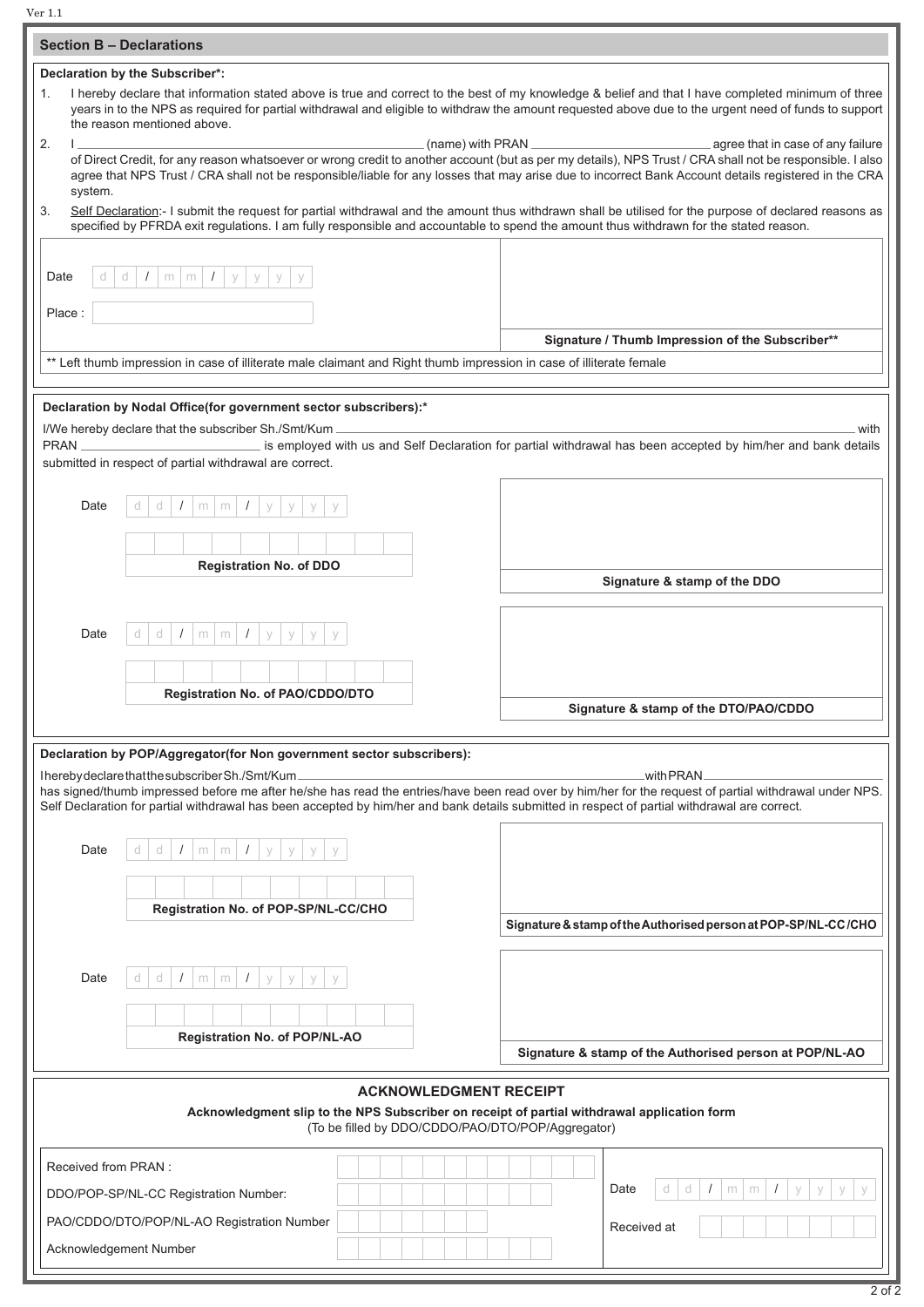## Section B – Declarations

**Declaration by the Subscriber*:**

1. I hereby declare that information stated above is true and correct to the best of my knowledge & belief and that I have completed minimum of three years in to the NPS as required for partial withdrawal and eligible to withdraw the amount requested above due to the urgent need of funds to support the reason mentioned above.
2. I ______________________________ (name) with PRAN ____________________ agree that in case of any failure of Direct Credit, for any reason whatsoever or wrong credit to another account (but as per my details), NPS Trust / CRA shall not be responsible. I also agree that NPS Trust / CRA shall not be responsible/liable for any losses that may arise due to incorrect Bank Account details registered in the CRA system.
3. Self Declaration:- I submit the request for partial withdrawal and the amount thus withdrawn shall be utilised for the purpose of declared reasons as specified by PFRDA exit regulations. I am fully responsible and accountable to spend the amount thus withdrawn for the stated reason.

Date: d d / m m / y y y y

Place:

**Signature / Thumb Impression of the Subscriber****

** Left thumb impression in case of illiterate male claimant and Right thumb impression in case of illiterate female

**Declaration by Nodal Office(for government sector subscribers):***

I/We hereby declare that the subscriber Sh./Smt/Kum ______________________________ with PRAN ____________________ is employed with us and Self Declaration for partial withdrawal has been accepted by him/her and bank details submitted in respect of partial withdrawal are correct.

Date: d d / m m / y y y y

**Registration No. of DDO**

**Signature & stamp of the DDO**

Date: d d / m m / y y y y

**Registration No. of PAO/CDDO/DTO**

**Signature & stamp of the DTO/PAO/CDDO**

**Declaration by POP/Aggregator(for Non government sector subscribers):**

I hereby declare that the subscriber Sh./Smt/Kum ______________________________ with PRAN ____________________ has signed/thumb impressed before me after he/she has read the entries/have been read over by him/her for the request of partial withdrawal under NPS. Self Declaration for partial withdrawal has been accepted by him/her and bank details submitted in respect of partial withdrawal are correct.

Date: d d / m m / y y y y

**Registration No. of POP-SP/NL-CC/CHO**

**Signature & stamp of the Authorised person at POP-SP/NL-CC /CHO**

Date: d d / m m / y y y y

**Registration No. of POP/NL-AO**

**Signature & stamp of the Authorised person at POP/NL-AO**

## ACKNOWLEDGMENT RECEIPT

**Acknowledgment slip to the NPS Subscriber on receipt of partial withdrawal application form**

(To be filled by DDO/CDDO/PAO/DTO/POP/Aggregator)

Received from PRAN :

DDO/POP-SP/NL-CC Registration Number:

PAO/CDDO/DTO/POP/NL-AO Registration Number

Acknowledgement Number

Date: d d / m m / y y y y

Received at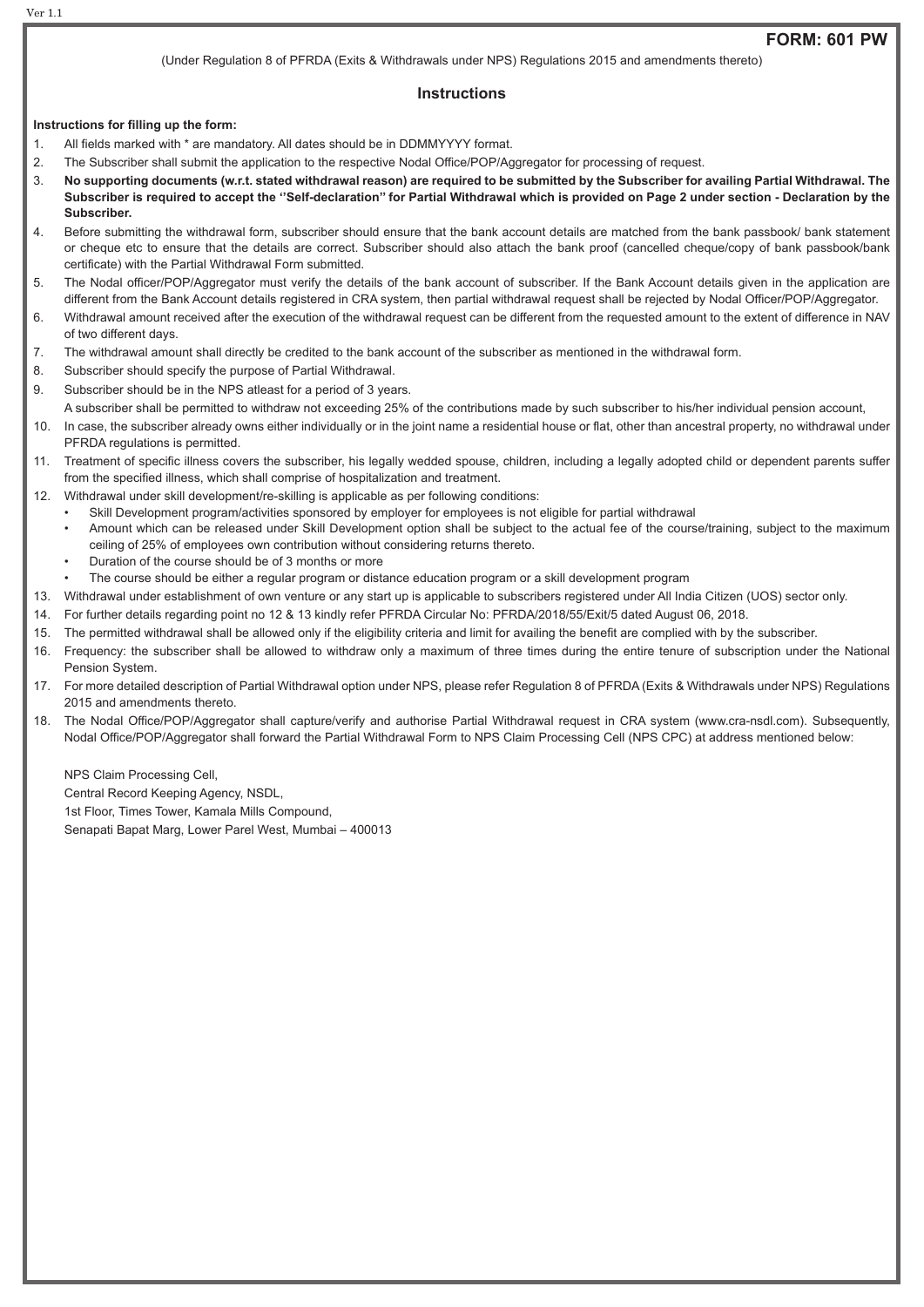Ver 1.1

**FORM: 601 PW**

(Under Regulation 8 of PFRDA (Exits & Withdrawals under NPS) Regulations 2015 and amendments thereto)

## Instructions

**Instructions for filling up the form:**

1. All fields marked with * are mandatory. All dates should be in DDMMYYYY format.
2. The Subscriber shall submit the application to the respective Nodal Office/POP/Aggregator for processing of request.
3. **No supporting documents (w.r.t. stated withdrawal reason) are required to be submitted by the Subscriber for availing Partial Withdrawal. The Subscriber is required to accept the ''Self-declaration" for Partial Withdrawal which is provided on Page 2 under section - Declaration by the Subscriber.**
4. Before submitting the withdrawal form, subscriber should ensure that the bank account details are matched from the bank passbook/ bank statement or cheque etc to ensure that the details are correct. Subscriber should also attach the bank proof (cancelled cheque/copy of bank passbook/bank certificate) with the Partial Withdrawal Form submitted.
5. The Nodal officer/POP/Aggregator must verify the details of the bank account of subscriber. If the Bank Account details given in the application are different from the Bank Account details registered in CRA system, then partial withdrawal request shall be rejected by Nodal Officer/POP/Aggregator.
6. Withdrawal amount received after the execution of the withdrawal request can be different from the requested amount to the extent of difference in NAV of two different days.
7. The withdrawal amount shall directly be credited to the bank account of the subscriber as mentioned in the withdrawal form.
8. Subscriber should specify the purpose of Partial Withdrawal.
9. Subscriber should be in the NPS atleast for a period of 3 years.
   A subscriber shall be permitted to withdraw not exceeding 25% of the contributions made by such subscriber to his/her individual pension account,
10. In case, the subscriber already owns either individually or in the joint name a residential house or flat, other than ancestral property, no withdrawal under PFRDA regulations is permitted.
11. Treatment of specific illness covers the subscriber, his legally wedded spouse, children, including a legally adopted child or dependent parents suffer from the specified illness, which shall comprise of hospitalization and treatment.
12. Withdrawal under skill development/re-skilling is applicable as per following conditions:
    - Skill Development program/activities sponsored by employer for employees is not eligible for partial withdrawal
    - Amount which can be released under Skill Development option shall be subject to the actual fee of the course/training, subject to the maximum ceiling of 25% of employees own contribution without considering returns thereto.
    - Duration of the course should be of 3 months or more
    - The course should be either a regular program or distance education program or a skill development program
13. Withdrawal under establishment of own venture or any start up is applicable to subscribers registered under All India Citizen (UOS) sector only.
14. For further details regarding point no 12 & 13 kindly refer PFRDA Circular No: PFRDA/2018/55/Exit/5 dated August 06, 2018.
15. The permitted withdrawal shall be allowed only if the eligibility criteria and limit for availing the benefit are complied with by the subscriber.
16. Frequency: the subscriber shall be allowed to withdraw only a maximum of three times during the entire tenure of subscription under the National Pension System.
17. For more detailed description of Partial Withdrawal option under NPS, please refer Regulation 8 of PFRDA (Exits & Withdrawals under NPS) Regulations 2015 and amendments thereto.
18. The Nodal Office/POP/Aggregator shall capture/verify and authorise Partial Withdrawal request in CRA system (www.cra-nsdl.com). Subsequently, Nodal Office/POP/Aggregator shall forward the Partial Withdrawal Form to NPS Claim Processing Cell (NPS CPC) at address mentioned below:

    NPS Claim Processing Cell,
    Central Record Keeping Agency, NSDL,
    1st Floor, Times Tower, Kamala Mills Compound,
    Senapati Bapat Marg, Lower Parel West, Mumbai – 400013